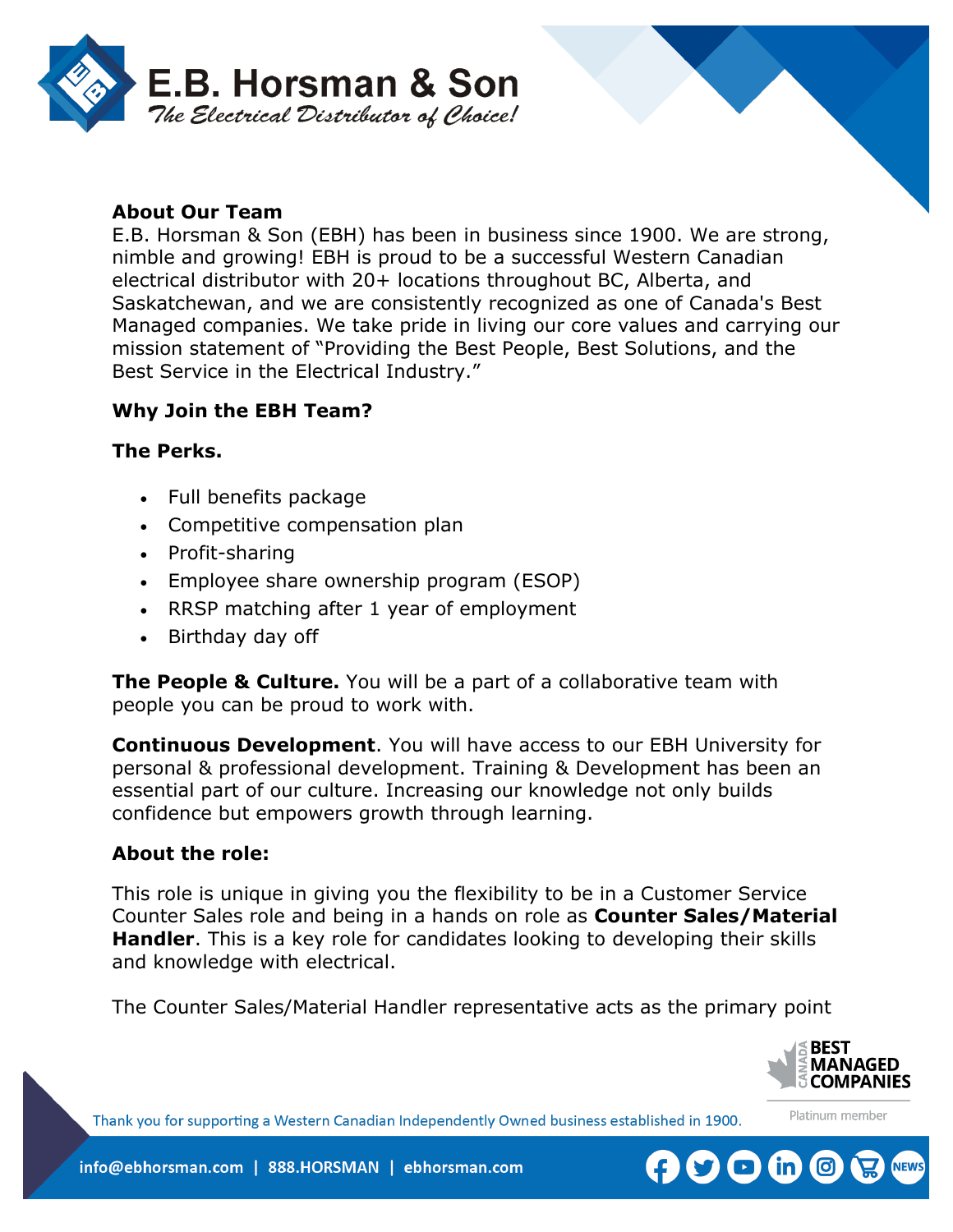# E.B. Horsman & Son

*The Electrical Distributor of Choice!*

## About Our Team

E.B. Horsman & Son (EBH) has been in business since 1900. We are strong, nimble and growing! EBH is proud to be a successful Western Canadian electrical distributor with 20+ locations throughout BC, Alberta, and Saskatchewan, and we are consistently recognized as one of Canada's Best Managed companies. We take pride in living our core values and carrying our mission statement of "Providing the Best People, Best Solutions, and the Best Service in the Electrical Industry."

## Why Join the EBH Team?

### The Perks.

- Full benefits package
- Competitive compensation plan
- Profit-sharing
- Employee share ownership program (ESOP)
- RRSP matching after 1 year of employment
- Birthday day off

**The People & Culture.** You will be a part of a collaborative team with people you can be proud to work with.

**Continuous Development**. You will have access to our EBH University for personal & professional development. Training & Development has been an essential part of our culture. Increasing our knowledge not only builds confidence but empowers growth through learning.

## About the role:

This role is unique in giving you the flexibility to be in a Customer Service Counter Sales role and being in a hands on role as **Counter Sales/Material Handler**. This is a key role for candidates looking to developing their skills and knowledge with electrical.

The Counter Sales/Material Handler representative acts as the primary point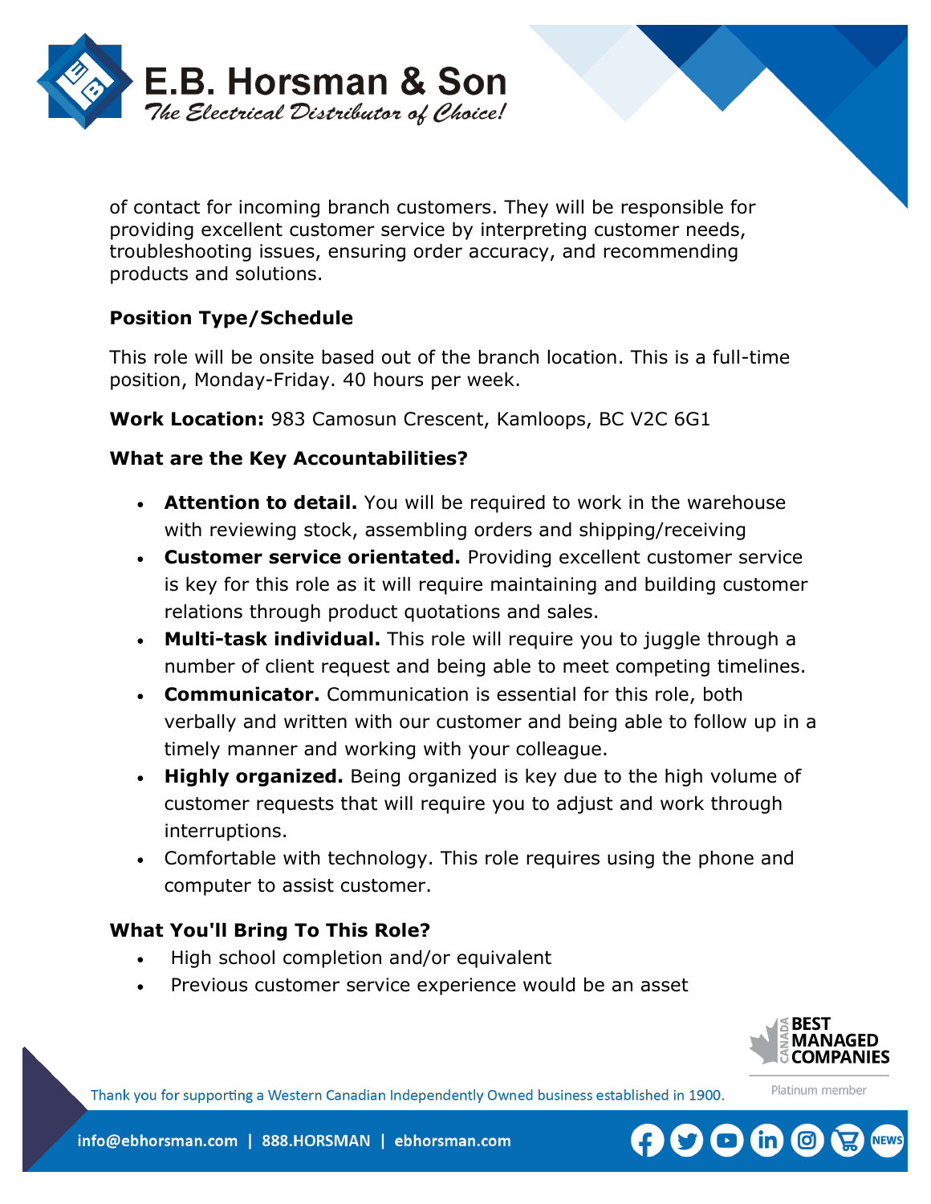of contact for incoming branch customers. They will be responsible for providing excellent customer service by interpreting customer needs, troubleshooting issues, ensuring order accuracy, and recommending products and solutions.

**Position Type/Schedule**

This role will be onsite based out of the branch location. This is a full-time position, Monday-Friday. 40 hours per week.

**Work Location:** 983 Camosun Crescent, Kamloops, BC V2C 6G1

**What are the Key Accountabilities?**

- **Attention to detail.** You will be required to work in the warehouse with reviewing stock, assembling orders and shipping/receiving
- **Customer service orientated.** Providing excellent customer service is key for this role as it will require maintaining and building customer relations through product quotations and sales.
- **Multi-task individual.** This role will require you to juggle through a number of client request and being able to meet competing timelines.
- **Communicator.** Communication is essential for this role, both verbally and written with our customer and being able to follow up in a timely manner and working with your colleague.
- **Highly organized.** Being organized is key due to the high volume of customer requests that will require you to adjust and work through interruptions.
- Comfortable with technology. This role requires using the phone and computer to assist customer.

**What You'll Bring To This Role?**

- High school completion and/or equivalent
- Previous customer service experience would be an asset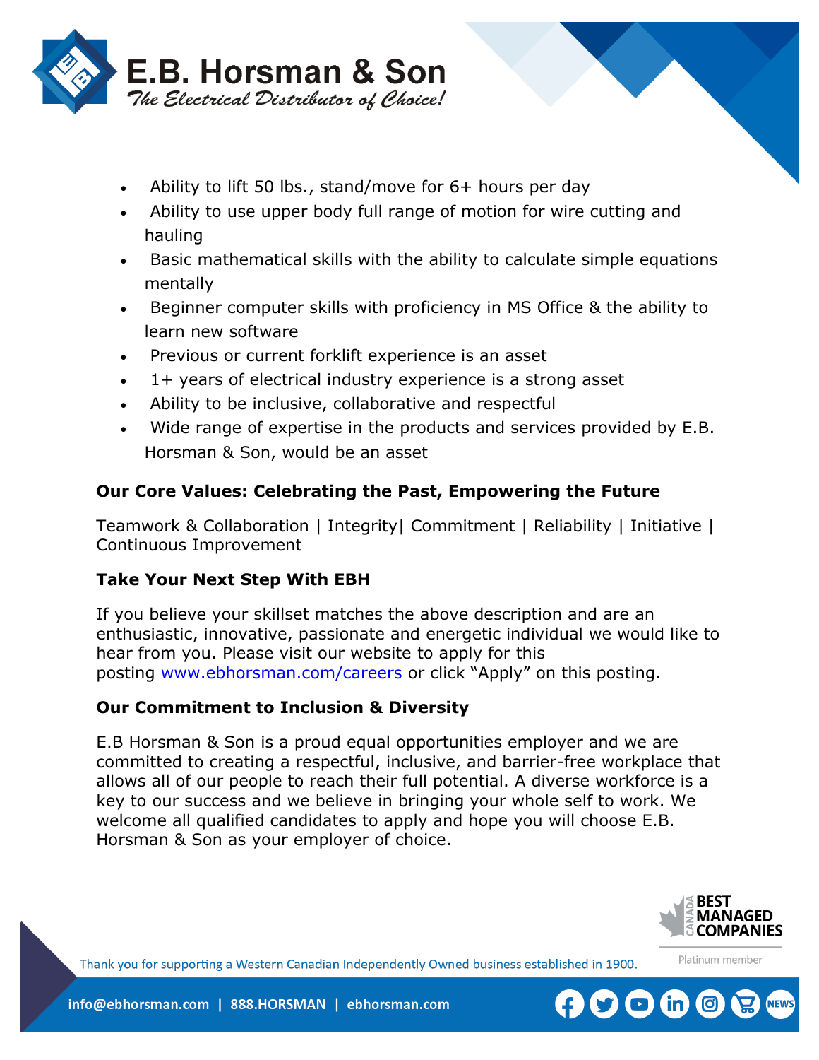- Ability to lift 50 lbs., stand/move for 6+ hours per day
- Ability to use upper body full range of motion for wire cutting and hauling
- Basic mathematical skills with the ability to calculate simple equations mentally
- Beginner computer skills with proficiency in MS Office & the ability to learn new software
- Previous or current forklift experience is an asset
- 1+ years of electrical industry experience is a strong asset
- Ability to be inclusive, collaborative and respectful
- Wide range of expertise in the products and services provided by E.B. Horsman & Son, would be an asset

**Our Core Values: Celebrating the Past, Empowering the Future**

Teamwork & Collaboration | Integrity| Commitment | Reliability | Initiative | Continuous Improvement

**Take Your Next Step With EBH**

If you believe your skillset matches the above description and are an enthusiastic, innovative, passionate and energetic individual we would like to hear from you. Please visit our website to apply for this posting [www.ebhorsman.com/careers](http://www.ebhorsman.com/careers) or click "Apply" on this posting.

**Our Commitment to Inclusion & Diversity**

E.B Horsman & Son is a proud equal opportunities employer and we are committed to creating a respectful, inclusive, and barrier-free workplace that allows all of our people to reach their full potential. A diverse workforce is a key to our success and we believe in bringing your whole self to work. We welcome all qualified candidates to apply and hope you will choose E.B. Horsman & Son as your employer of choice.